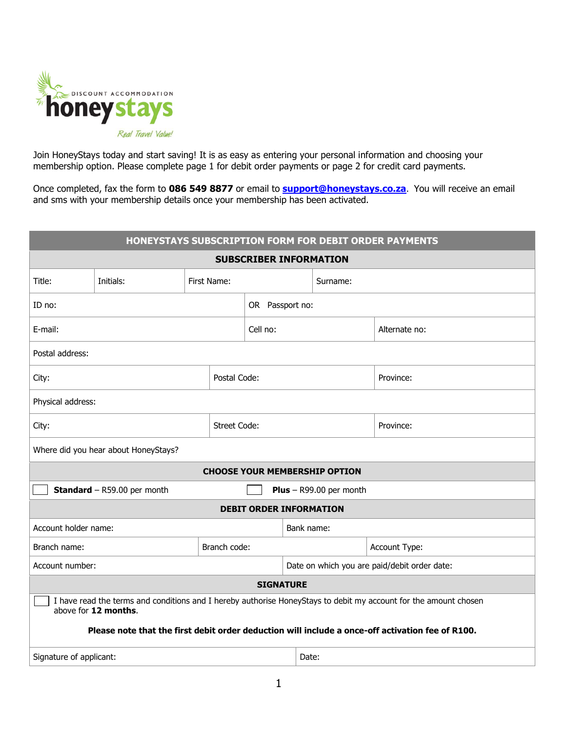Join HoneyStays today and start saving! It is as easy as entering your personal information and choosing your membership option. Please complete page 1 for debit order payments or page 2 for credit card payments.

Once completed, fax the form to **086 549 8877** or email to **support@honeystays.co.za**. You will receive an email and sms with your membership details once your membership has been activated.

## HONEYSTAYS SUBSCRIPTION FORM FOR DEBIT ORDER PAYMENTS

### SUBSCRIBER INFORMATION

| Title: | Initials: | First Name: | Surname: |
|---|---|---|---|
| ID no: | | OR Passport no: | |
| E-mail: | | Cell no: | Alternate no: |
| Postal address: | | | |
| City: | | Postal Code: | Province: |
| Physical address: | | | |
| City: | | Street Code: | Province: |
| Where did you hear about HoneyStays? | | | |

### CHOOSE YOUR MEMBERSHIP OPTION

| ☐ **Standard** – R59.00 per month | ☐ **Plus** – R99.00 per month |
|---|---|

### DEBIT ORDER INFORMATION

| Account holder name: | | Bank name: |
|---|---|---|
| Branch name: | Branch code: | Account Type: |
| Account number: | | Date on which you are paid/debit order date: |

### SIGNATURE

☐ I have read the terms and conditions and I hereby authorise HoneyStays to debit my account for the amount chosen above for **12 months**.

**Please note that the first debit order deduction will include a once-off activation fee of R100.**

| Signature of applicant: | Date: |
|---|---|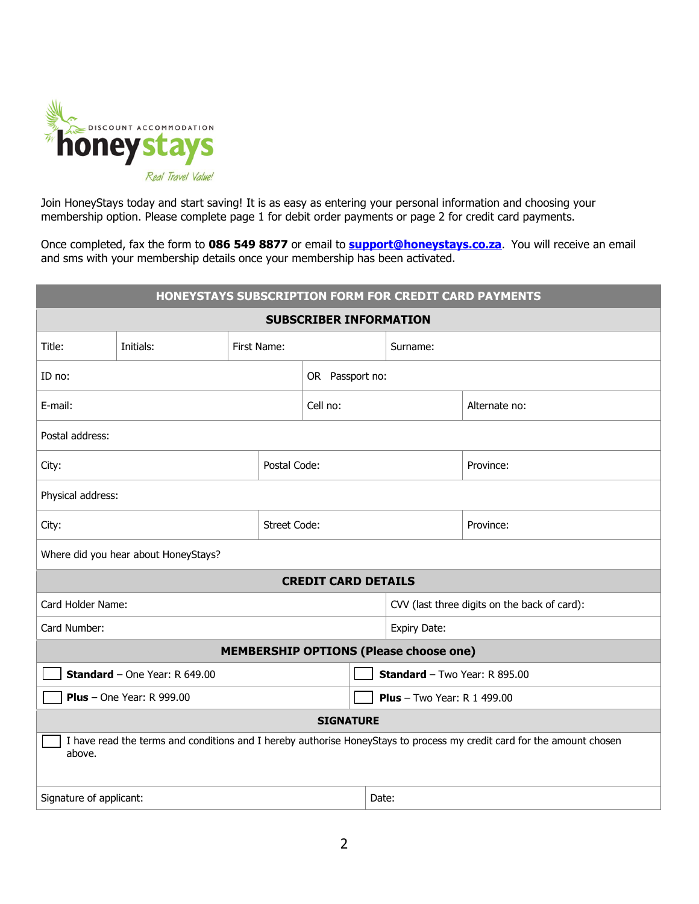Join HoneyStays today and start saving! It is as easy as entering your personal information and choosing your membership option. Please complete page 1 for debit order payments or page 2 for credit card payments.

Once completed, fax the form to **086 549 8877** or email to **support@honeystays.co.za**. You will receive an email and sms with your membership details once your membership has been activated.

## HONEYSTAYS SUBSCRIPTION FORM FOR CREDIT CARD PAYMENTS

### SUBSCRIBER INFORMATION

| | | | |
|---|---|---|---|
| Title: | Initials: | First Name: | Surname: |
| ID no: | | OR Passport no: | |
| E-mail: | | Cell no: | Alternate no: |
| Postal address: | | | |
| City: | | Postal Code: | Province: |
| Physical address: | | | |
| City: | | Street Code: | Province: |
| Where did you hear about HoneyStays? | | | |

### CREDIT CARD DETAILS

| | |
|---|---|
| Card Holder Name: | CVV (last three digits on the back of card): |
| Card Number: | Expiry Date: |

### MEMBERSHIP OPTIONS (Please choose one)

| | |
|---|---|
| ☐ **Standard** – One Year: R 649.00 | ☐ **Standard** – Two Year: R 895.00 |
| ☐ **Plus** – One Year: R 999.00 | ☐ **Plus** – Two Year: R 1 499.00 |

### SIGNATURE

☐ I have read the terms and conditions and I hereby authorise HoneyStays to process my credit card for the amount chosen above.

| | |
|---|---|
| Signature of applicant: | Date: |